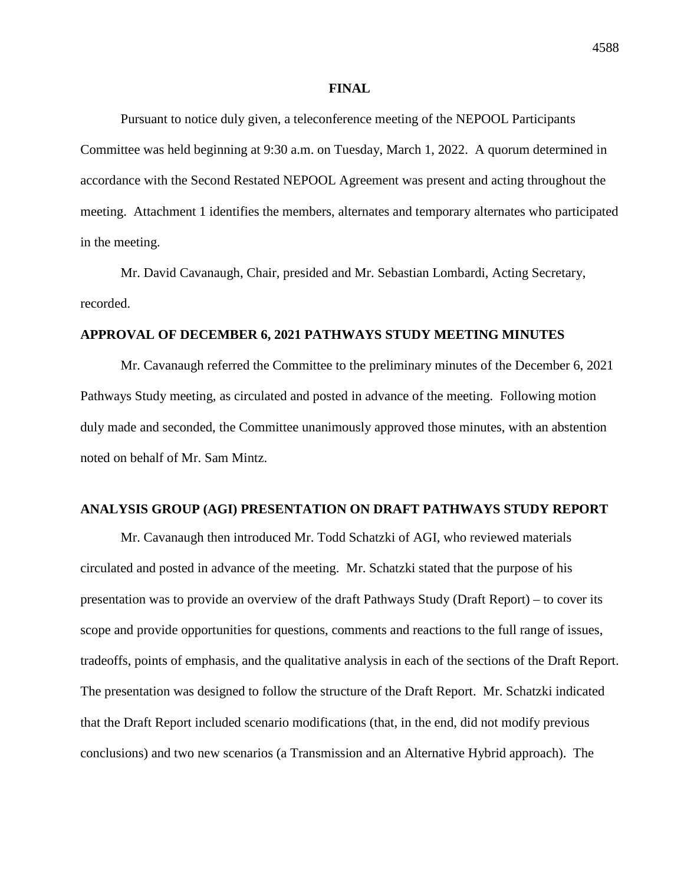**FINAL**

Pursuant to notice duly given, a teleconference meeting of the NEPOOL Participants Committee was held beginning at 9:30 a.m. on Tuesday, March 1, 2022. A quorum determined in accordance with the Second Restated NEPOOL Agreement was present and acting throughout the meeting. Attachment 1 identifies the members, alternates and temporary alternates who participated in the meeting.

Mr. David Cavanaugh, Chair, presided and Mr. Sebastian Lombardi, Acting Secretary, recorded.

## APPROVAL OF DECEMBER 6, 2021 PATHWAYS STUDY MEETING MINUTES

Mr. Cavanaugh referred the Committee to the preliminary minutes of the December 6, 2021 Pathways Study meeting, as circulated and posted in advance of the meeting. Following motion duly made and seconded, the Committee unanimously approved those minutes, with an abstention noted on behalf of Mr. Sam Mintz.

## ANALYSIS GROUP (AGI) PRESENTATION ON DRAFT PATHWAYS STUDY REPORT

Mr. Cavanaugh then introduced Mr. Todd Schatzki of AGI, who reviewed materials circulated and posted in advance of the meeting. Mr. Schatzki stated that the purpose of his presentation was to provide an overview of the draft Pathways Study (Draft Report) – to cover its scope and provide opportunities for questions, comments and reactions to the full range of issues, tradeoffs, points of emphasis, and the qualitative analysis in each of the sections of the Draft Report. The presentation was designed to follow the structure of the Draft Report. Mr. Schatzki indicated that the Draft Report included scenario modifications (that, in the end, did not modify previous conclusions) and two new scenarios (a Transmission and an Alternative Hybrid approach). The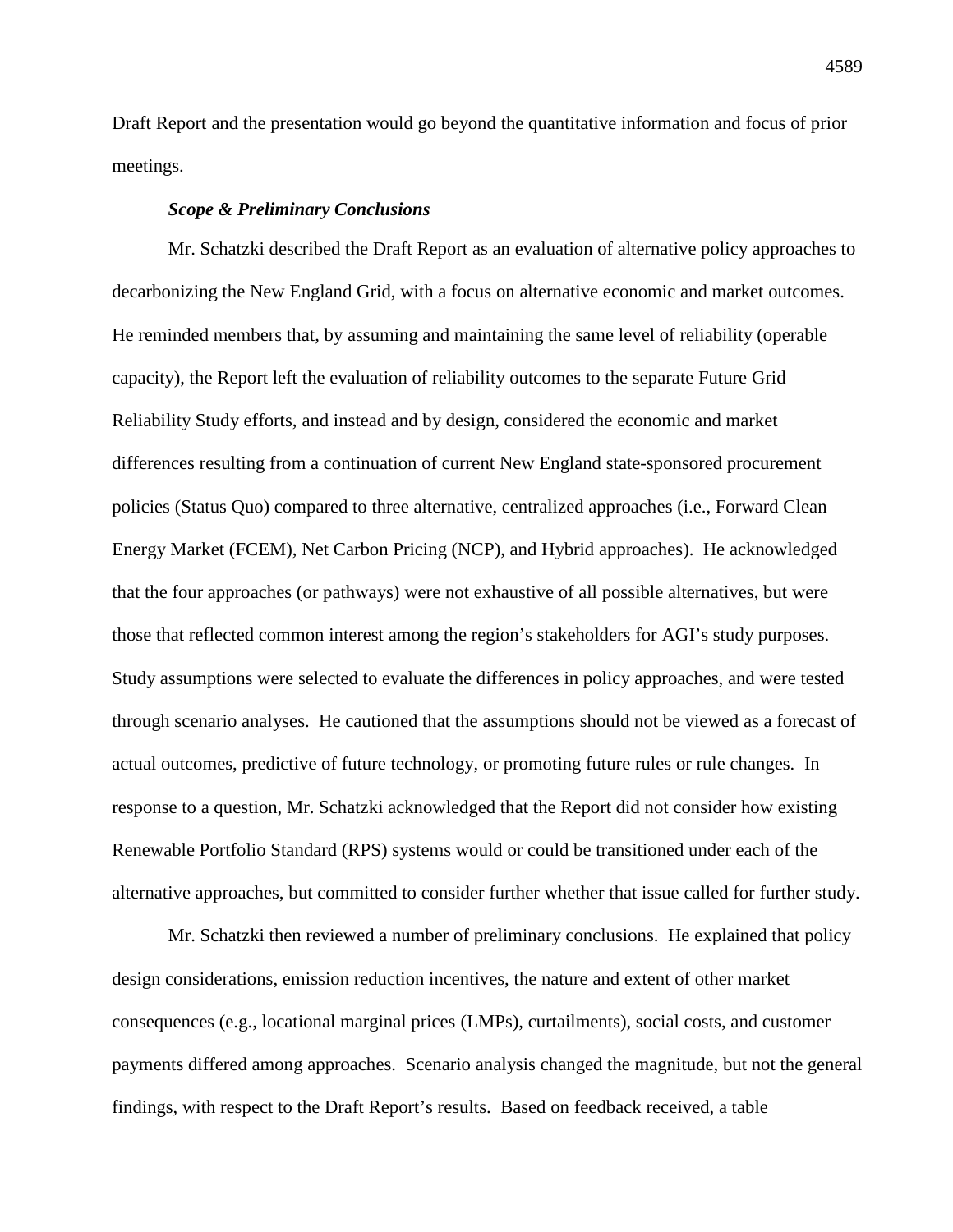Draft Report and the presentation would go beyond the quantitative information and focus of prior meetings.

***Scope & Preliminary Conclusions***

Mr. Schatzki described the Draft Report as an evaluation of alternative policy approaches to decarbonizing the New England Grid, with a focus on alternative economic and market outcomes. He reminded members that, by assuming and maintaining the same level of reliability (operable capacity), the Report left the evaluation of reliability outcomes to the separate Future Grid Reliability Study efforts, and instead and by design, considered the economic and market differences resulting from a continuation of current New England state-sponsored procurement policies (Status Quo) compared to three alternative, centralized approaches (i.e., Forward Clean Energy Market (FCEM), Net Carbon Pricing (NCP), and Hybrid approaches). He acknowledged that the four approaches (or pathways) were not exhaustive of all possible alternatives, but were those that reflected common interest among the region's stakeholders for AGI's study purposes. Study assumptions were selected to evaluate the differences in policy approaches, and were tested through scenario analyses. He cautioned that the assumptions should not be viewed as a forecast of actual outcomes, predictive of future technology, or promoting future rules or rule changes. In response to a question, Mr. Schatzki acknowledged that the Report did not consider how existing Renewable Portfolio Standard (RPS) systems would or could be transitioned under each of the alternative approaches, but committed to consider further whether that issue called for further study.

Mr. Schatzki then reviewed a number of preliminary conclusions. He explained that policy design considerations, emission reduction incentives, the nature and extent of other market consequences (e.g., locational marginal prices (LMPs), curtailments), social costs, and customer payments differed among approaches. Scenario analysis changed the magnitude, but not the general findings, with respect to the Draft Report's results. Based on feedback received, a table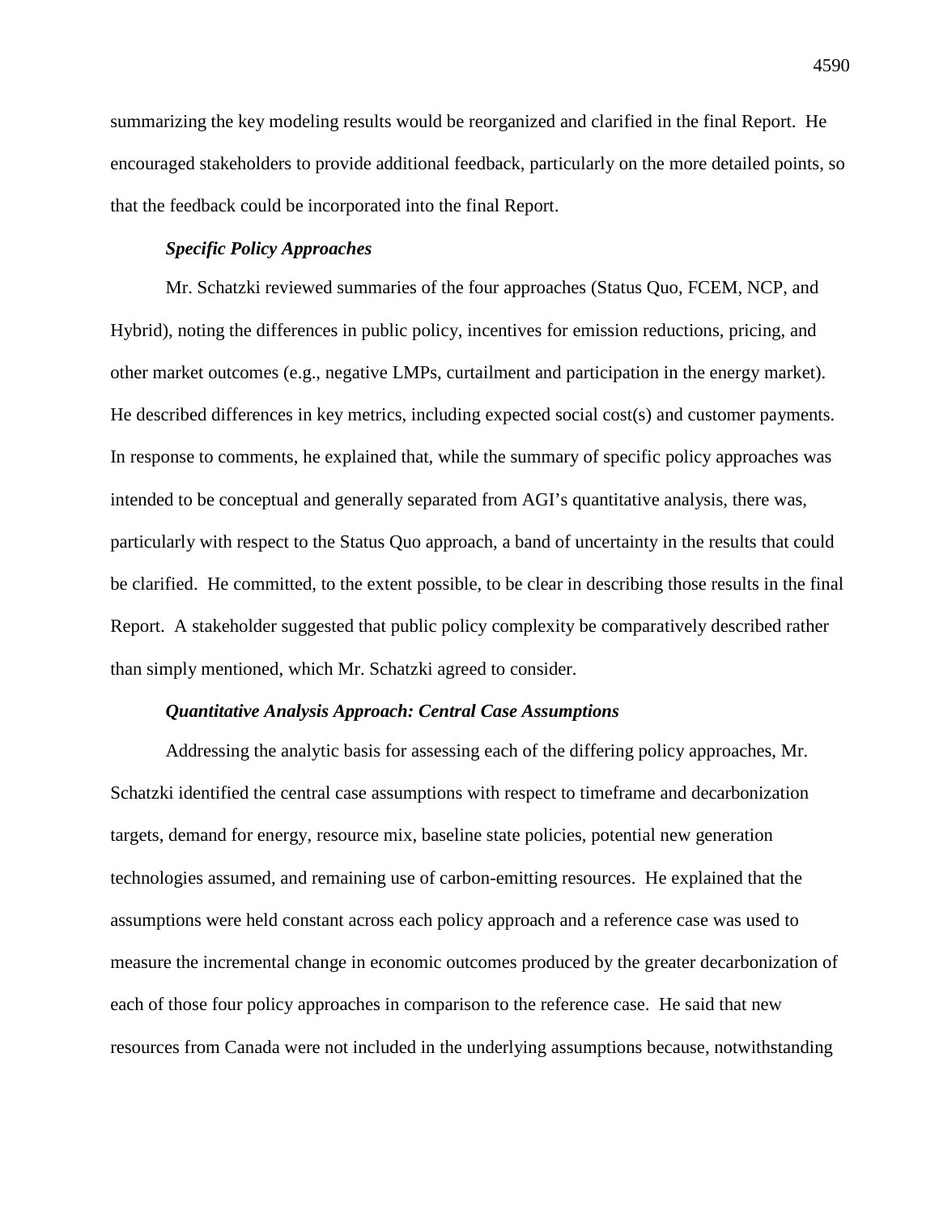summarizing the key modeling results would be reorganized and clarified in the final Report. He encouraged stakeholders to provide additional feedback, particularly on the more detailed points, so that the feedback could be incorporated into the final Report.

***Specific Policy Approaches***

Mr. Schatzki reviewed summaries of the four approaches (Status Quo, FCEM, NCP, and Hybrid), noting the differences in public policy, incentives for emission reductions, pricing, and other market outcomes (e.g., negative LMPs, curtailment and participation in the energy market). He described differences in key metrics, including expected social cost(s) and customer payments. In response to comments, he explained that, while the summary of specific policy approaches was intended to be conceptual and generally separated from AGI's quantitative analysis, there was, particularly with respect to the Status Quo approach, a band of uncertainty in the results that could be clarified. He committed, to the extent possible, to be clear in describing those results in the final Report. A stakeholder suggested that public policy complexity be comparatively described rather than simply mentioned, which Mr. Schatzki agreed to consider.

***Quantitative Analysis Approach: Central Case Assumptions***

Addressing the analytic basis for assessing each of the differing policy approaches, Mr. Schatzki identified the central case assumptions with respect to timeframe and decarbonization targets, demand for energy, resource mix, baseline state policies, potential new generation technologies assumed, and remaining use of carbon-emitting resources. He explained that the assumptions were held constant across each policy approach and a reference case was used to measure the incremental change in economic outcomes produced by the greater decarbonization of each of those four policy approaches in comparison to the reference case. He said that new resources from Canada were not included in the underlying assumptions because, notwithstanding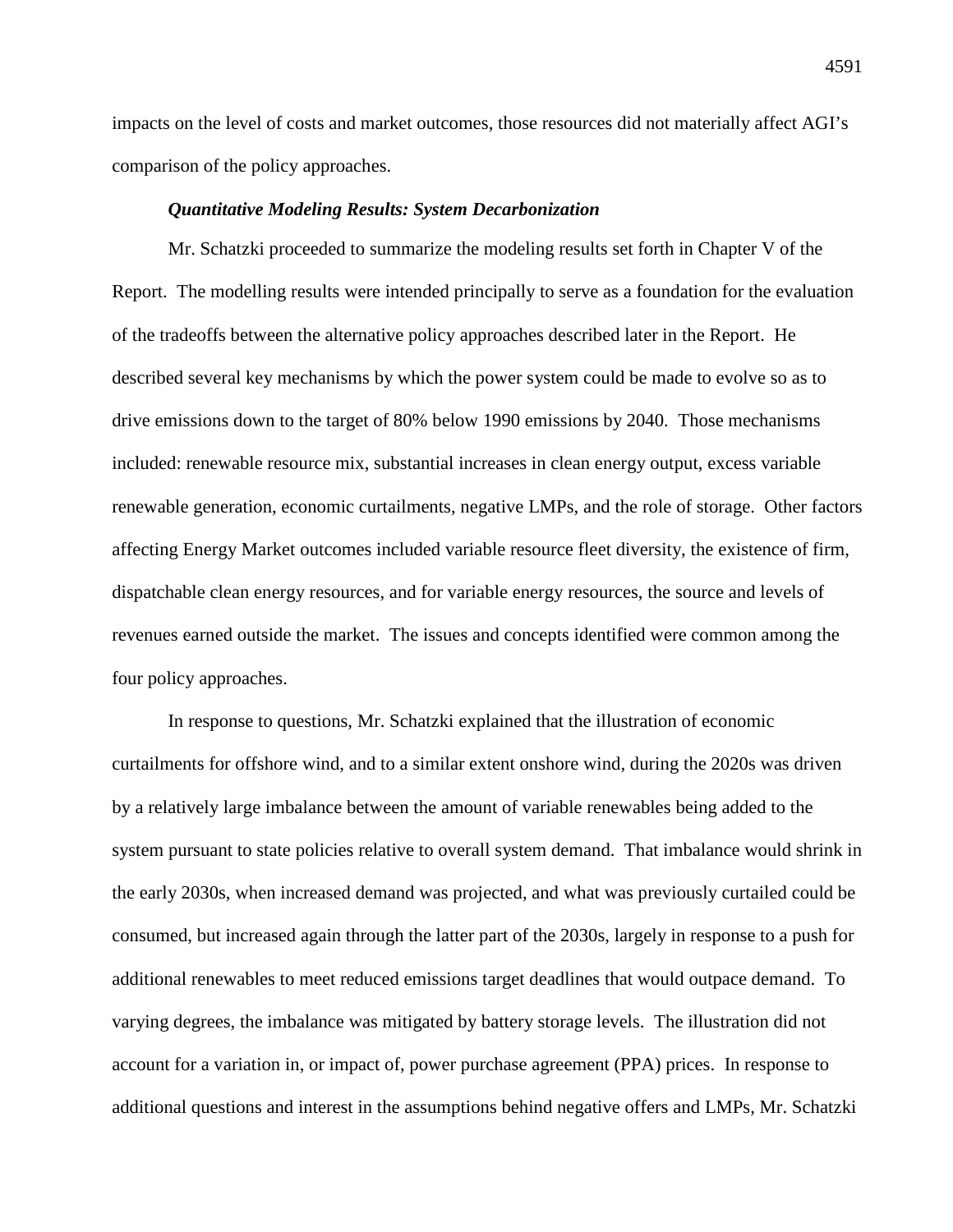impacts on the level of costs and market outcomes, those resources did not materially affect AGI's comparison of the policy approaches.

***Quantitative Modeling Results: System Decarbonization***

Mr. Schatzki proceeded to summarize the modeling results set forth in Chapter V of the Report. The modelling results were intended principally to serve as a foundation for the evaluation of the tradeoffs between the alternative policy approaches described later in the Report. He described several key mechanisms by which the power system could be made to evolve so as to drive emissions down to the target of 80% below 1990 emissions by 2040. Those mechanisms included: renewable resource mix, substantial increases in clean energy output, excess variable renewable generation, economic curtailments, negative LMPs, and the role of storage. Other factors affecting Energy Market outcomes included variable resource fleet diversity, the existence of firm, dispatchable clean energy resources, and for variable energy resources, the source and levels of revenues earned outside the market. The issues and concepts identified were common among the four policy approaches.

In response to questions, Mr. Schatzki explained that the illustration of economic curtailments for offshore wind, and to a similar extent onshore wind, during the 2020s was driven by a relatively large imbalance between the amount of variable renewables being added to the system pursuant to state policies relative to overall system demand. That imbalance would shrink in the early 2030s, when increased demand was projected, and what was previously curtailed could be consumed, but increased again through the latter part of the 2030s, largely in response to a push for additional renewables to meet reduced emissions target deadlines that would outpace demand. To varying degrees, the imbalance was mitigated by battery storage levels. The illustration did not account for a variation in, or impact of, power purchase agreement (PPA) prices. In response to additional questions and interest in the assumptions behind negative offers and LMPs, Mr. Schatzki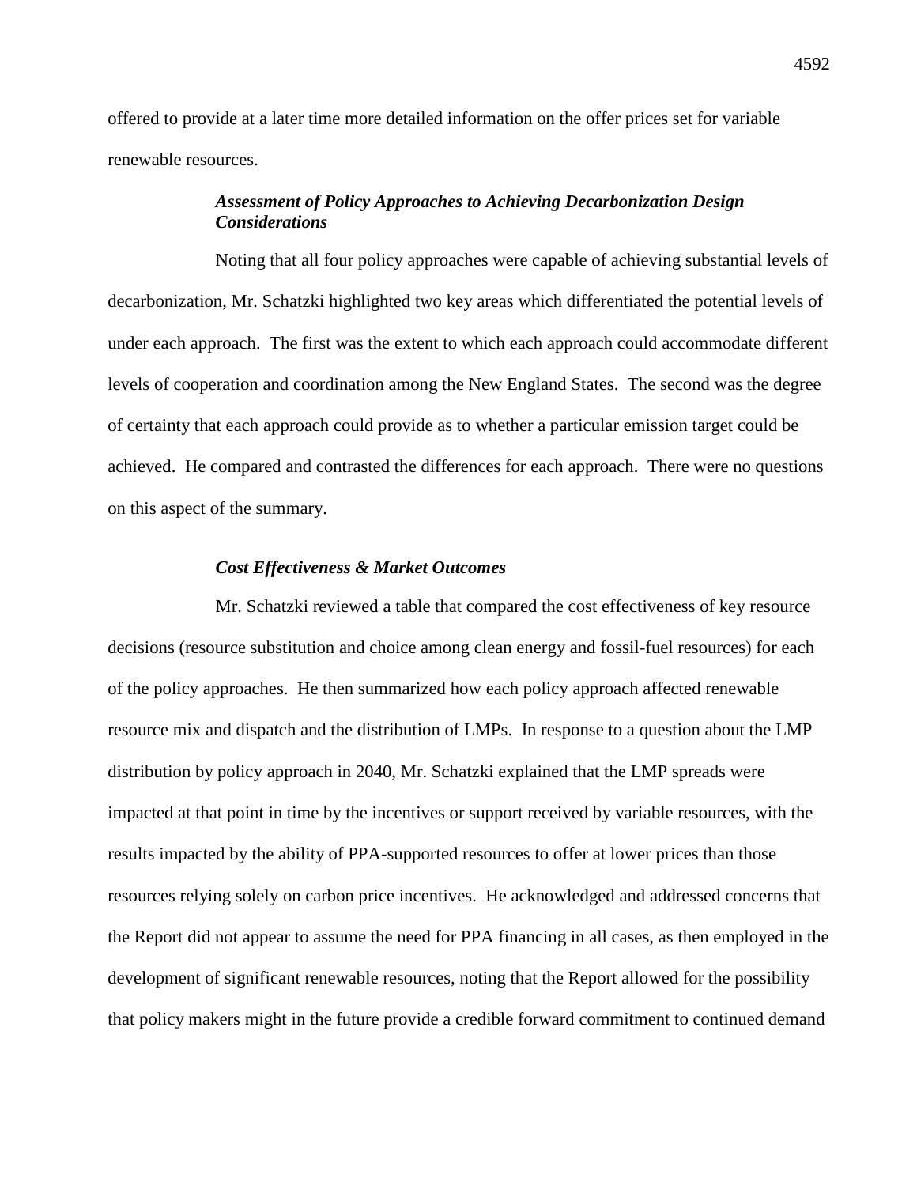offered to provide at a later time more detailed information on the offer prices set for variable renewable resources.

***Assessment of Policy Approaches to Achieving Decarbonization Design Considerations***

Noting that all four policy approaches were capable of achieving substantial levels of decarbonization, Mr. Schatzki highlighted two key areas which differentiated the potential levels of under each approach. The first was the extent to which each approach could accommodate different levels of cooperation and coordination among the New England States. The second was the degree of certainty that each approach could provide as to whether a particular emission target could be achieved. He compared and contrasted the differences for each approach. There were no questions on this aspect of the summary.

***Cost Effectiveness & Market Outcomes***

Mr. Schatzki reviewed a table that compared the cost effectiveness of key resource decisions (resource substitution and choice among clean energy and fossil-fuel resources) for each of the policy approaches. He then summarized how each policy approach affected renewable resource mix and dispatch and the distribution of LMPs. In response to a question about the LMP distribution by policy approach in 2040, Mr. Schatzki explained that the LMP spreads were impacted at that point in time by the incentives or support received by variable resources, with the results impacted by the ability of PPA-supported resources to offer at lower prices than those resources relying solely on carbon price incentives. He acknowledged and addressed concerns that the Report did not appear to assume the need for PPA financing in all cases, as then employed in the development of significant renewable resources, noting that the Report allowed for the possibility that policy makers might in the future provide a credible forward commitment to continued demand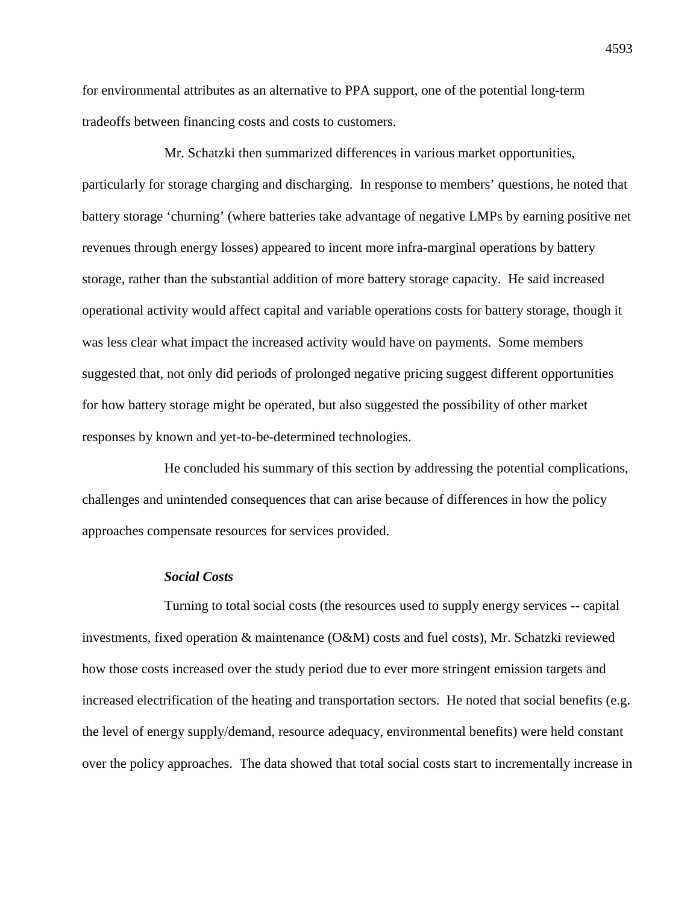for environmental attributes as an alternative to PPA support, one of the potential long-term tradeoffs between financing costs and costs to customers.

Mr. Schatzki then summarized differences in various market opportunities, particularly for storage charging and discharging. In response to members' questions, he noted that battery storage 'churning' (where batteries take advantage of negative LMPs by earning positive net revenues through energy losses) appeared to incent more infra-marginal operations by battery storage, rather than the substantial addition of more battery storage capacity. He said increased operational activity would affect capital and variable operations costs for battery storage, though it was less clear what impact the increased activity would have on payments. Some members suggested that, not only did periods of prolonged negative pricing suggest different opportunities for how battery storage might be operated, but also suggested the possibility of other market responses by known and yet-to-be-determined technologies.

He concluded his summary of this section by addressing the potential complications, challenges and unintended consequences that can arise because of differences in how the policy approaches compensate resources for services provided.

***Social Costs***

Turning to total social costs (the resources used to supply energy services -- capital investments, fixed operation & maintenance (O&M) costs and fuel costs), Mr. Schatzki reviewed how those costs increased over the study period due to ever more stringent emission targets and increased electrification of the heating and transportation sectors. He noted that social benefits (e.g. the level of energy supply/demand, resource adequacy, environmental benefits) were held constant over the policy approaches. The data showed that total social costs start to incrementally increase in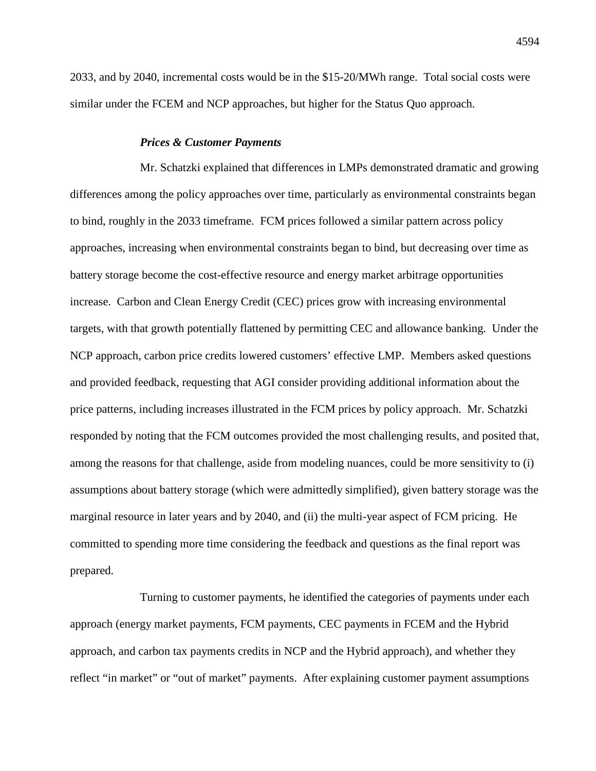2033, and by 2040, incremental costs would be in the $15-20/MWh range. Total social costs were similar under the FCEM and NCP approaches, but higher for the Status Quo approach.

***Prices & Customer Payments***

Mr. Schatzki explained that differences in LMPs demonstrated dramatic and growing differences among the policy approaches over time, particularly as environmental constraints began to bind, roughly in the 2033 timeframe. FCM prices followed a similar pattern across policy approaches, increasing when environmental constraints began to bind, but decreasing over time as battery storage become the cost-effective resource and energy market arbitrage opportunities increase. Carbon and Clean Energy Credit (CEC) prices grow with increasing environmental targets, with that growth potentially flattened by permitting CEC and allowance banking. Under the NCP approach, carbon price credits lowered customers' effective LMP. Members asked questions and provided feedback, requesting that AGI consider providing additional information about the price patterns, including increases illustrated in the FCM prices by policy approach. Mr. Schatzki responded by noting that the FCM outcomes provided the most challenging results, and posited that, among the reasons for that challenge, aside from modeling nuances, could be more sensitivity to (i) assumptions about battery storage (which were admittedly simplified), given battery storage was the marginal resource in later years and by 2040, and (ii) the multi-year aspect of FCM pricing. He committed to spending more time considering the feedback and questions as the final report was prepared.

Turning to customer payments, he identified the categories of payments under each approach (energy market payments, FCM payments, CEC payments in FCEM and the Hybrid approach, and carbon tax payments credits in NCP and the Hybrid approach), and whether they reflect "in market" or "out of market" payments. After explaining customer payment assumptions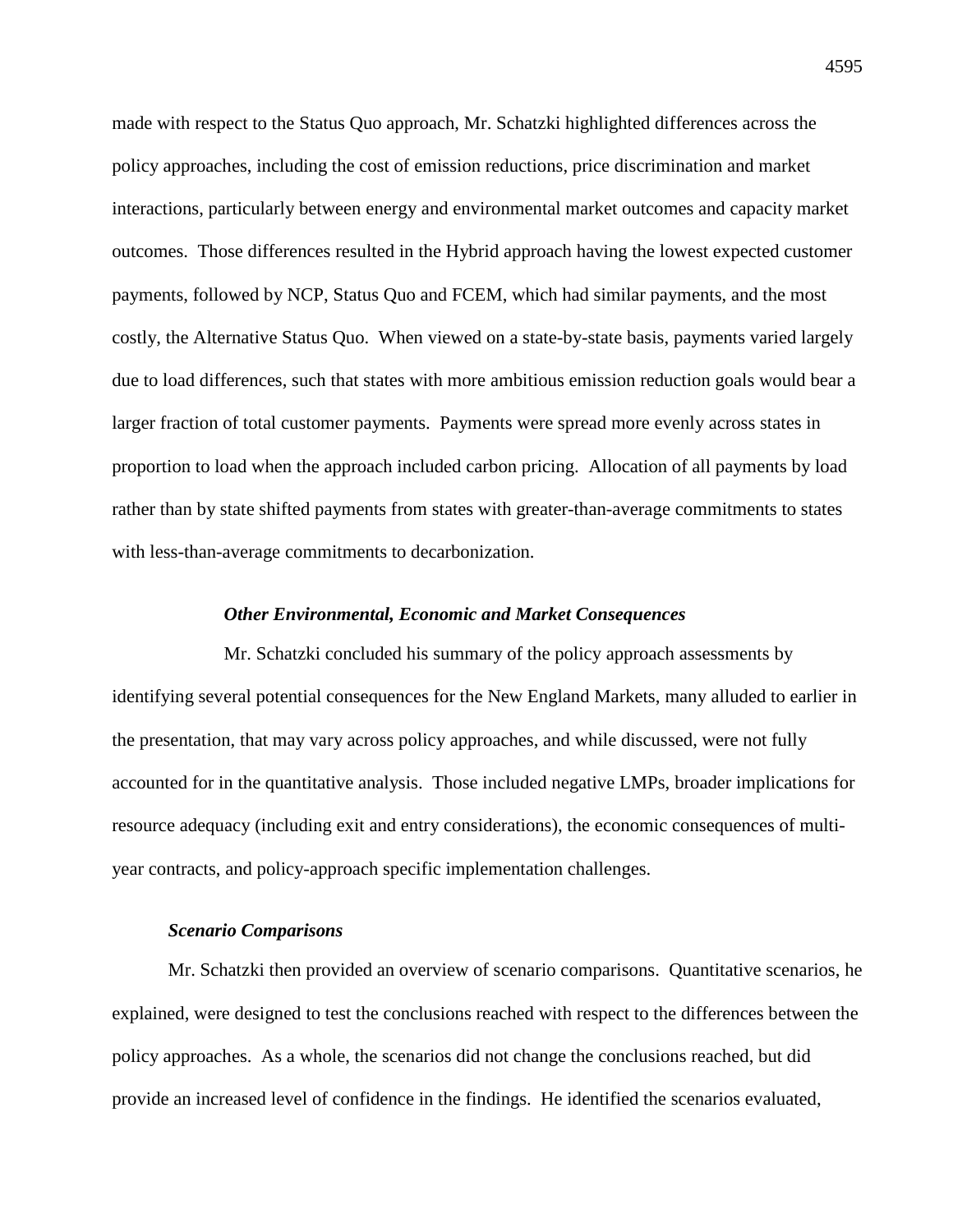made with respect to the Status Quo approach, Mr. Schatzki highlighted differences across the policy approaches, including the cost of emission reductions, price discrimination and market interactions, particularly between energy and environmental market outcomes and capacity market outcomes. Those differences resulted in the Hybrid approach having the lowest expected customer payments, followed by NCP, Status Quo and FCEM, which had similar payments, and the most costly, the Alternative Status Quo. When viewed on a state-by-state basis, payments varied largely due to load differences, such that states with more ambitious emission reduction goals would bear a larger fraction of total customer payments. Payments were spread more evenly across states in proportion to load when the approach included carbon pricing. Allocation of all payments by load rather than by state shifted payments from states with greater-than-average commitments to states with less-than-average commitments to decarbonization.

***Other Environmental, Economic and Market Consequences***

Mr. Schatzki concluded his summary of the policy approach assessments by identifying several potential consequences for the New England Markets, many alluded to earlier in the presentation, that may vary across policy approaches, and while discussed, were not fully accounted for in the quantitative analysis. Those included negative LMPs, broader implications for resource adequacy (including exit and entry considerations), the economic consequences of multi-year contracts, and policy-approach specific implementation challenges.

***Scenario Comparisons***

Mr. Schatzki then provided an overview of scenario comparisons. Quantitative scenarios, he explained, were designed to test the conclusions reached with respect to the differences between the policy approaches. As a whole, the scenarios did not change the conclusions reached, but did provide an increased level of confidence in the findings. He identified the scenarios evaluated,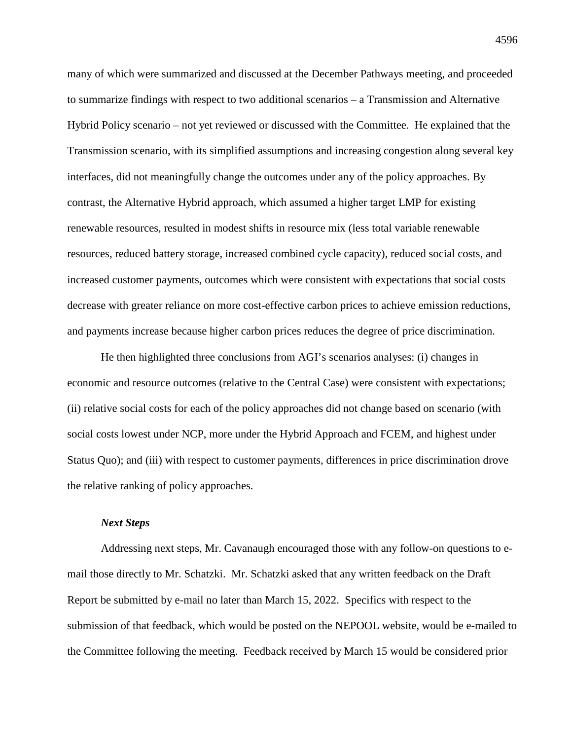many of which were summarized and discussed at the December Pathways meeting, and proceeded to summarize findings with respect to two additional scenarios – a Transmission and Alternative Hybrid Policy scenario – not yet reviewed or discussed with the Committee. He explained that the Transmission scenario, with its simplified assumptions and increasing congestion along several key interfaces, did not meaningfully change the outcomes under any of the policy approaches. By contrast, the Alternative Hybrid approach, which assumed a higher target LMP for existing renewable resources, resulted in modest shifts in resource mix (less total variable renewable resources, reduced battery storage, increased combined cycle capacity), reduced social costs, and increased customer payments, outcomes which were consistent with expectations that social costs decrease with greater reliance on more cost-effective carbon prices to achieve emission reductions, and payments increase because higher carbon prices reduces the degree of price discrimination.

He then highlighted three conclusions from AGI's scenarios analyses: (i) changes in economic and resource outcomes (relative to the Central Case) were consistent with expectations; (ii) relative social costs for each of the policy approaches did not change based on scenario (with social costs lowest under NCP, more under the Hybrid Approach and FCEM, and highest under Status Quo); and (iii) with respect to customer payments, differences in price discrimination drove the relative ranking of policy approaches.

***Next Steps***

Addressing next steps, Mr. Cavanaugh encouraged those with any follow-on questions to e-mail those directly to Mr. Schatzki. Mr. Schatzki asked that any written feedback on the Draft Report be submitted by e-mail no later than March 15, 2022. Specifics with respect to the submission of that feedback, which would be posted on the NEPOOL website, would be e-mailed to the Committee following the meeting. Feedback received by March 15 would be considered prior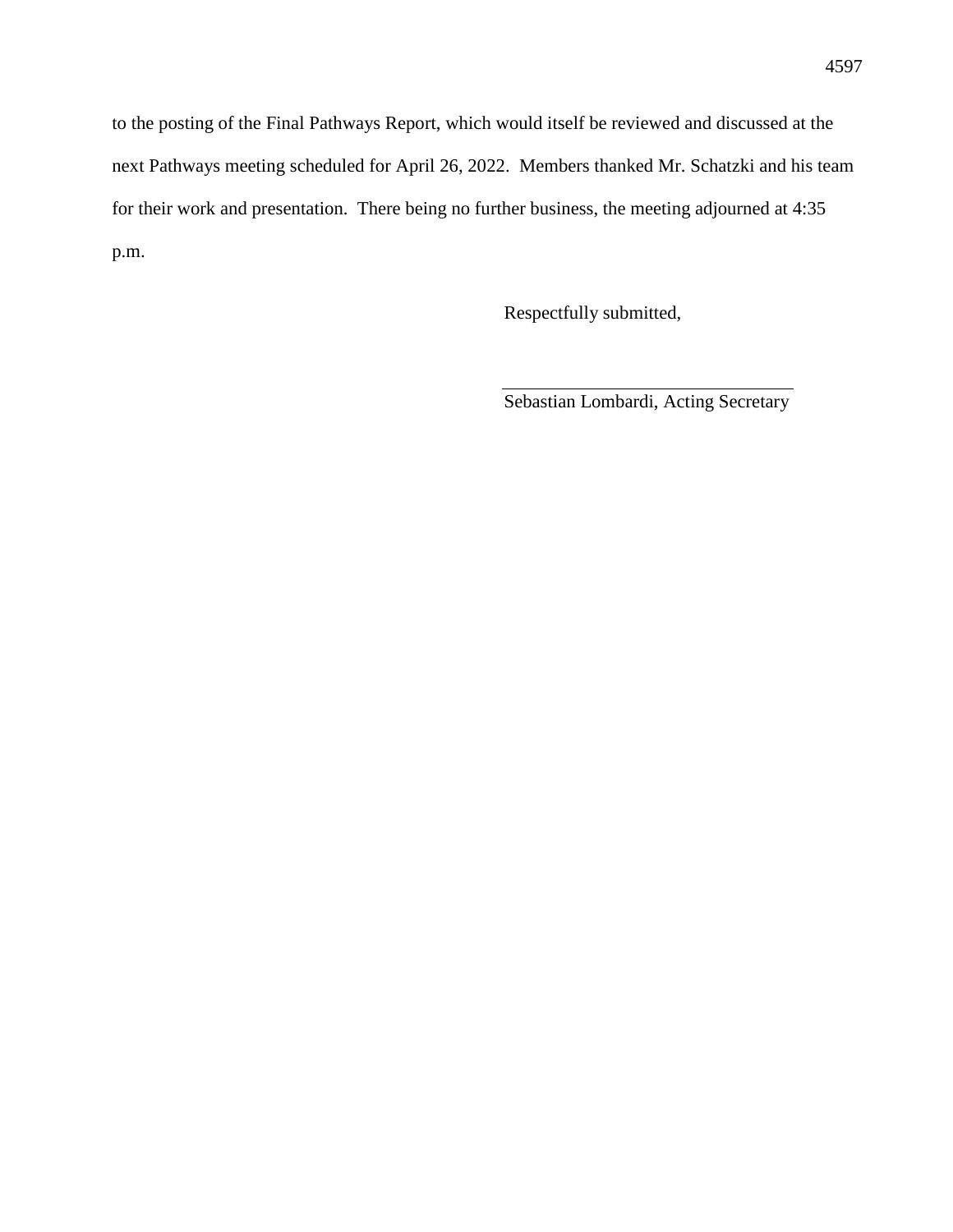to the posting of the Final Pathways Report, which would itself be reviewed and discussed at the next Pathways meeting scheduled for April 26, 2022. Members thanked Mr. Schatzki and his team for their work and presentation. There being no further business, the meeting adjourned at 4:35 p.m.

Respectfully submitted,

\_\_\_\_\_\_\_\_\_\_\_\_\_\_\_\_\_\_\_\_\_\_\_\_\_\_\_\_\_\_\_\_

Sebastian Lombardi, Acting Secretary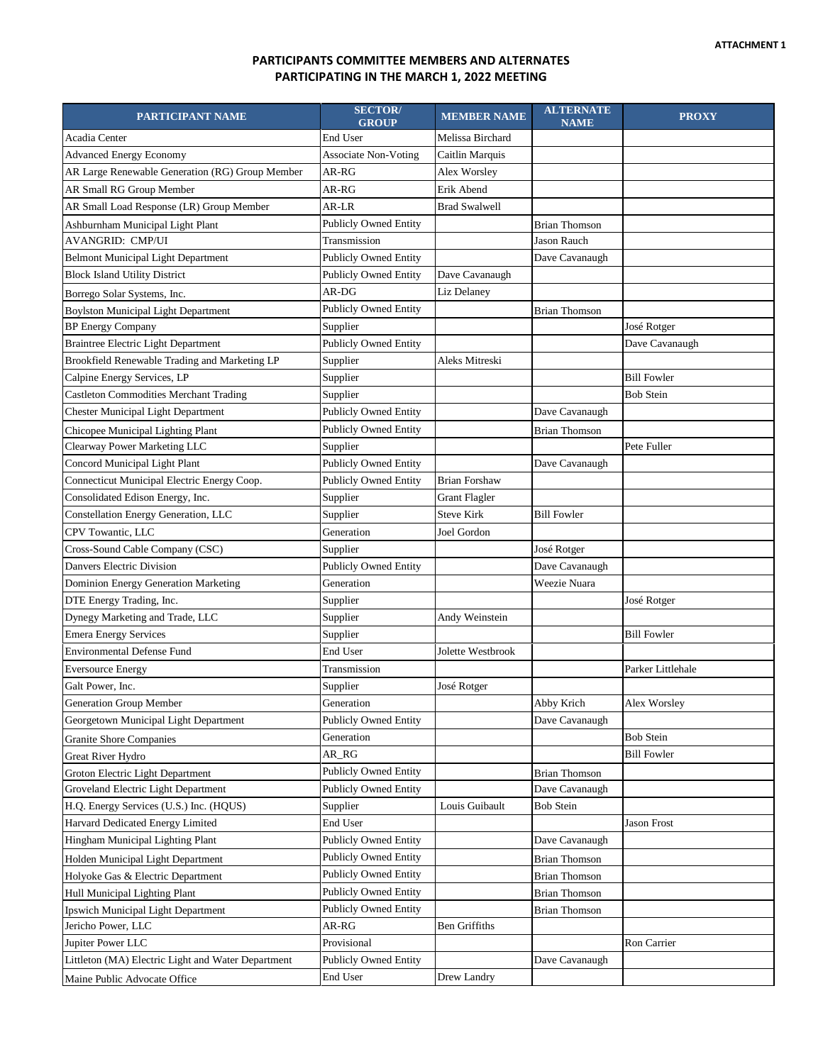**ATTACHMENT 1**

## PARTICIPANTS COMMITTEE MEMBERS AND ALTERNATES PARTICIPATING IN THE MARCH 1, 2022 MEETING

| PARTICIPANT NAME | SECTOR/ GROUP | MEMBER NAME | ALTERNATE NAME | PROXY |
|---|---|---|---|---|
| Acadia Center | End User | Melissa Birchard | | |
| Advanced Energy Economy | Associate Non-Voting | Caitlin Marquis | | |
| AR Large Renewable Generation (RG) Group Member | AR-RG | Alex Worsley | | |
| AR Small RG Group Member | AR-RG | Erik Abend | | |
| AR Small Load Response (LR) Group Member | AR-LR | Brad Swalwell | | |
| Ashburnham Municipal Light Plant | Publicly Owned Entity | | Brian Thomson | |
| AVANGRID: CMP/UI | Transmission | | Jason Rauch | |
| Belmont Municipal Light Department | Publicly Owned Entity | | Dave Cavanaugh | |
| Block Island Utility District | Publicly Owned Entity | Dave Cavanaugh | | |
| Borrego Solar Systems, Inc. | AR-DG | Liz Delaney | | |
| Boylston Municipal Light Department | Publicly Owned Entity | | Brian Thomson | |
| BP Energy Company | Supplier | | | José Rotger |
| Braintree Electric Light Department | Publicly Owned Entity | | | Dave Cavanaugh |
| Brookfield Renewable Trading and Marketing LP | Supplier | Aleks Mitreski | | |
| Calpine Energy Services, LP | Supplier | | | Bill Fowler |
| Castleton Commodities Merchant Trading | Supplier | | | Bob Stein |
| Chester Municipal Light Department | Publicly Owned Entity | | Dave Cavanaugh | |
| Chicopee Municipal Lighting Plant | Publicly Owned Entity | | Brian Thomson | |
| Clearway Power Marketing LLC | Supplier | | | Pete Fuller |
| Concord Municipal Light Plant | Publicly Owned Entity | | Dave Cavanaugh | |
| Connecticut Municipal Electric Energy Coop. | Publicly Owned Entity | Brian Forshaw | | |
| Consolidated Edison Energy, Inc. | Supplier | Grant Flagler | | |
| Constellation Energy Generation, LLC | Supplier | Steve Kirk | Bill Fowler | |
| CPV Towantic, LLC | Generation | Joel Gordon | | |
| Cross-Sound Cable Company (CSC) | Supplier | | José Rotger | |
| Danvers Electric Division | Publicly Owned Entity | | Dave Cavanaugh | |
| Dominion Energy Generation Marketing | Generation | | Weezie Nuara | |
| DTE Energy Trading, Inc. | Supplier | | | José Rotger |
| Dynegy Marketing and Trade, LLC | Supplier | Andy Weinstein | | |
| Emera Energy Services | Supplier | | | Bill Fowler |
| Environmental Defense Fund | End User | Jolette Westbrook | | |
| Eversource Energy | Transmission | | | Parker Littlehale |
| Galt Power, Inc. | Supplier | José Rotger | | |
| Generation Group Member | Generation | | Abby Krich | Alex Worsley |
| Georgetown Municipal Light Department | Publicly Owned Entity | | Dave Cavanaugh | |
| Granite Shore Companies | Generation | | | Bob Stein |
| Great River Hydro | AR_RG | | | Bill Fowler |
| Groton Electric Light Department | Publicly Owned Entity | | Brian Thomson | |
| Groveland Electric Light Department | Publicly Owned Entity | | Dave Cavanaugh | |
| H.Q. Energy Services (U.S.) Inc. (HQUS) | Supplier | Louis Guibault | Bob Stein | |
| Harvard Dedicated Energy Limited | End User | | | Jason Frost |
| Hingham Municipal Lighting Plant | Publicly Owned Entity | | Dave Cavanaugh | |
| Holden Municipal Light Department | Publicly Owned Entity | | Brian Thomson | |
| Holyoke Gas & Electric Department | Publicly Owned Entity | | Brian Thomson | |
| Hull Municipal Lighting Plant | Publicly Owned Entity | | Brian Thomson | |
| Ipswich Municipal Light Department | Publicly Owned Entity | | Brian Thomson | |
| Jericho Power, LLC | AR-RG | Ben Griffiths | | |
| Jupiter Power LLC | Provisional | | | Ron Carrier |
| Littleton (MA) Electric Light and Water Department | Publicly Owned Entity | | Dave Cavanaugh | |
| Maine Public Advocate Office | End User | Drew Landry | | |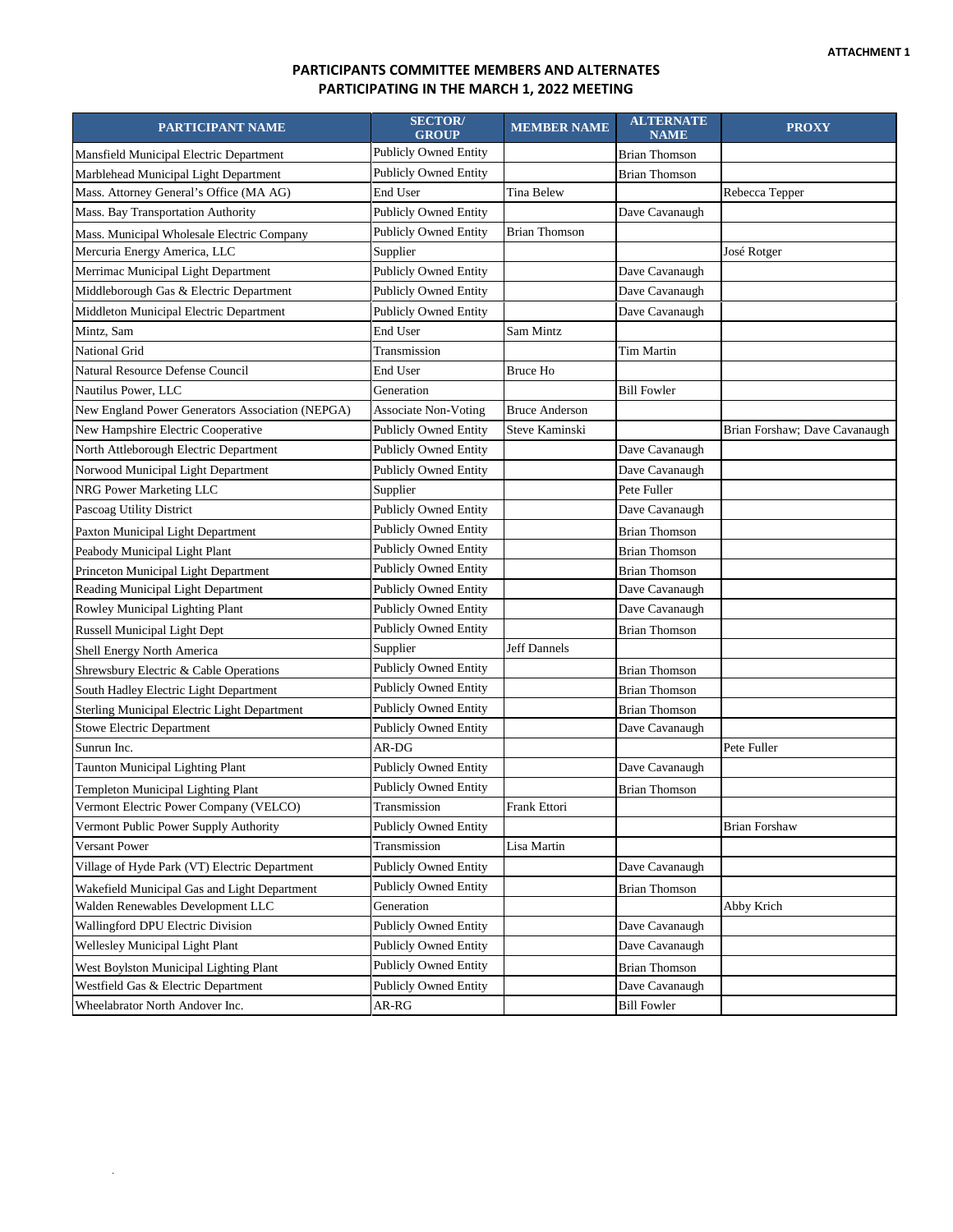ATTACHMENT 1

## PARTICIPANTS COMMITTEE MEMBERS AND ALTERNATES PARTICIPATING IN THE MARCH 1, 2022 MEETING

| PARTICIPANT NAME | SECTOR/ GROUP | MEMBER NAME | ALTERNATE NAME | PROXY |
|---|---|---|---|---|
| Mansfield Municipal Electric Department | Publicly Owned Entity | | Brian Thomson | |
| Marblehead Municipal Light Department | Publicly Owned Entity | | Brian Thomson | |
| Mass. Attorney General's Office (MA AG) | End User | Tina Belew | | Rebecca Tepper |
| Mass. Bay Transportation Authority | Publicly Owned Entity | | Dave Cavanaugh | |
| Mass. Municipal Wholesale Electric Company | Publicly Owned Entity | Brian Thomson | | |
| Mercuria Energy America, LLC | Supplier | | | José Rotger |
| Merrimac Municipal Light Department | Publicly Owned Entity | | Dave Cavanaugh | |
| Middleborough Gas & Electric Department | Publicly Owned Entity | | Dave Cavanaugh | |
| Middleton Municipal Electric Department | Publicly Owned Entity | | Dave Cavanaugh | |
| Mintz, Sam | End User | Sam Mintz | | |
| National Grid | Transmission | | Tim Martin | |
| Natural Resource Defense Council | End User | Bruce Ho | | |
| Nautilus Power, LLC | Generation | | Bill Fowler | |
| New England Power Generators Association (NEPGA) | Associate Non-Voting | Bruce Anderson | | |
| New Hampshire Electric Cooperative | Publicly Owned Entity | Steve Kaminski | | Brian Forshaw; Dave Cavanaugh |
| North Attleborough Electric Department | Publicly Owned Entity | | Dave Cavanaugh | |
| Norwood Municipal Light Department | Publicly Owned Entity | | Dave Cavanaugh | |
| NRG Power Marketing LLC | Supplier | | Pete Fuller | |
| Pascoag Utility District | Publicly Owned Entity | | Dave Cavanaugh | |
| Paxton Municipal Light Department | Publicly Owned Entity | | Brian Thomson | |
| Peabody Municipal Light Plant | Publicly Owned Entity | | Brian Thomson | |
| Princeton Municipal Light Department | Publicly Owned Entity | | Brian Thomson | |
| Reading Municipal Light Department | Publicly Owned Entity | | Dave Cavanaugh | |
| Rowley Municipal Lighting Plant | Publicly Owned Entity | | Dave Cavanaugh | |
| Russell Municipal Light Dept | Publicly Owned Entity | | Brian Thomson | |
| Shell Energy North America | Supplier | Jeff Dannels | | |
| Shrewsbury Electric & Cable Operations | Publicly Owned Entity | | Brian Thomson | |
| South Hadley Electric Light Department | Publicly Owned Entity | | Brian Thomson | |
| Sterling Municipal Electric Light Department | Publicly Owned Entity | | Brian Thomson | |
| Stowe Electric Department | Publicly Owned Entity | | Dave Cavanaugh | |
| Sunrun Inc. | AR-DG | | | Pete Fuller |
| Taunton Municipal Lighting Plant | Publicly Owned Entity | | Dave Cavanaugh | |
| Templeton Municipal Lighting Plant | Publicly Owned Entity | | Brian Thomson | |
| Vermont Electric Power Company (VELCO) | Transmission | Frank Ettori | | |
| Vermont Public Power Supply Authority | Publicly Owned Entity | | | Brian Forshaw |
| Versant Power | Transmission | Lisa Martin | | |
| Village of Hyde Park (VT) Electric Department | Publicly Owned Entity | | Dave Cavanaugh | |
| Wakefield Municipal Gas and Light Department | Publicly Owned Entity | | Brian Thomson | |
| Walden Renewables Development LLC | Generation | | | Abby Krich |
| Wallingford DPU Electric Division | Publicly Owned Entity | | Dave Cavanaugh | |
| Wellesley Municipal Light Plant | Publicly Owned Entity | | Dave Cavanaugh | |
| West Boylston Municipal Lighting Plant | Publicly Owned Entity | | Brian Thomson | |
| Westfield Gas & Electric Department | Publicly Owned Entity | | Dave Cavanaugh | |
| Wheelabrator North Andover Inc. | AR-RG | | Bill Fowler | |